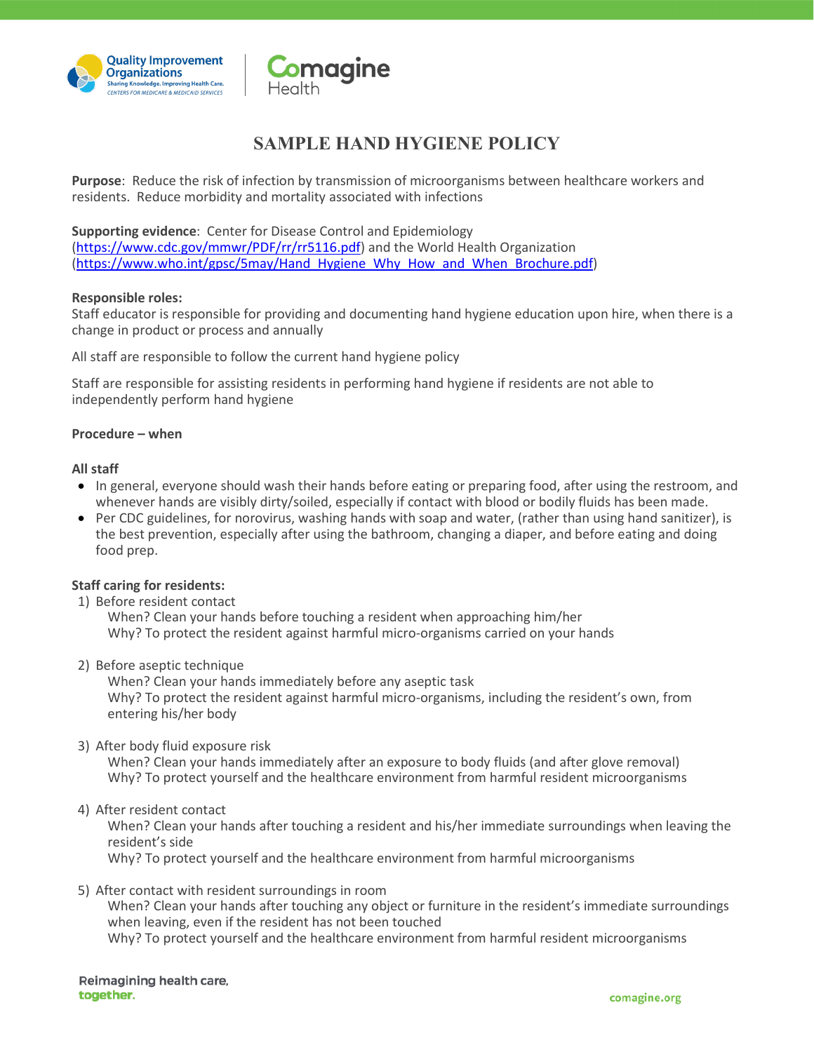# SAMPLE HAND HYGIENE POLICY

**Purpose**: Reduce the risk of infection by transmission of microorganisms between healthcare workers and residents. Reduce morbidity and mortality associated with infections

**Supporting evidence**: Center for Disease Control and Epidemiology (https://www.cdc.gov/mmwr/PDF/rr/rr5116.pdf) and the World Health Organization (https://www.who.int/gpsc/5may/Hand_Hygiene_Why_How_and_When_Brochure.pdf)

**Responsible roles:**

Staff educator is responsible for providing and documenting hand hygiene education upon hire, when there is a change in product or process and annually

All staff are responsible to follow the current hand hygiene policy

Staff are responsible for assisting residents in performing hand hygiene if residents are not able to independently perform hand hygiene

**Procedure – when**

**All staff**

- In general, everyone should wash their hands before eating or preparing food, after using the restroom, and whenever hands are visibly dirty/soiled, especially if contact with blood or bodily fluids has been made.
- Per CDC guidelines, for norovirus, washing hands with soap and water, (rather than using hand sanitizer), is the best prevention, especially after using the bathroom, changing a diaper, and before eating and doing food prep.

**Staff caring for residents:**

1) Before resident contact
   When? Clean your hands before touching a resident when approaching him/her
   Why? To protect the resident against harmful micro-organisms carried on your hands

2) Before aseptic technique
   When? Clean your hands immediately before any aseptic task
   Why? To protect the resident against harmful micro-organisms, including the resident's own, from entering his/her body

3) After body fluid exposure risk
   When? Clean your hands immediately after an exposure to body fluids (and after glove removal)
   Why? To protect yourself and the healthcare environment from harmful resident microorganisms

4) After resident contact
   When? Clean your hands after touching a resident and his/her immediate surroundings when leaving the resident's side
   Why? To protect yourself and the healthcare environment from harmful microorganisms

5) After contact with resident surroundings in room
   When? Clean your hands after touching any object or furniture in the resident's immediate surroundings when leaving, even if the resident has not been touched
   Why? To protect yourself and the healthcare environment from harmful resident microorganisms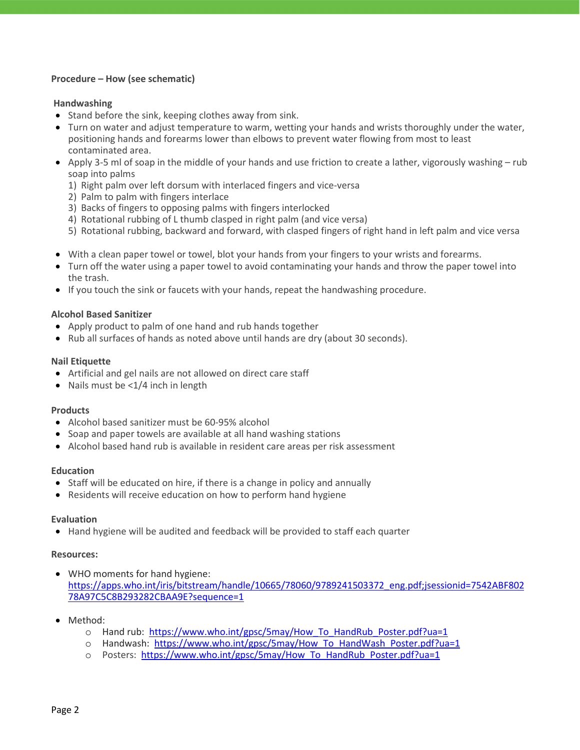**Procedure – How (see schematic)**

**Handwashing**

- Stand before the sink, keeping clothes away from sink.
- Turn on water and adjust temperature to warm, wetting your hands and wrists thoroughly under the water, positioning hands and forearms lower than elbows to prevent water flowing from most to least contaminated area.
- Apply 3-5 ml of soap in the middle of your hands and use friction to create a lather, vigorously washing – rub soap into palms
  1) Right palm over left dorsum with interlaced fingers and vice-versa
  2) Palm to palm with fingers interlace
  3) Backs of fingers to opposing palms with fingers interlocked
  4) Rotational rubbing of L thumb clasped in right palm (and vice versa)
  5) Rotational rubbing, backward and forward, with clasped fingers of right hand in left palm and vice versa

- With a clean paper towel or towel, blot your hands from your fingers to your wrists and forearms.
- Turn off the water using a paper towel to avoid contaminating your hands and throw the paper towel into the trash.
- If you touch the sink or faucets with your hands, repeat the handwashing procedure.

**Alcohol Based Sanitizer**

- Apply product to palm of one hand and rub hands together
- Rub all surfaces of hands as noted above until hands are dry (about 30 seconds).

**Nail Etiquette**

- Artificial and gel nails are not allowed on direct care staff
- Nails must be <1/4 inch in length

**Products**

- Alcohol based sanitizer must be 60-95% alcohol
- Soap and paper towels are available at all hand washing stations
- Alcohol based hand rub is available in resident care areas per risk assessment

**Education**

- Staff will be educated on hire, if there is a change in policy and annually
- Residents will receive education on how to perform hand hygiene

**Evaluation**

- Hand hygiene will be audited and feedback will be provided to staff each quarter

**Resources:**

- WHO moments for hand hygiene: https://apps.who.int/iris/bitstream/handle/10665/78060/9789241503372_eng.pdf;jsessionid=7542ABF80278A97C5C8B293282CBAA9E?sequence=1

- Method:
  - Hand rub: https://www.who.int/gpsc/5may/How_To_HandRub_Poster.pdf?ua=1
  - Handwash: https://www.who.int/gpsc/5may/How_To_HandWash_Poster.pdf?ua=1
  - Posters: https://www.who.int/gpsc/5may/How_To_HandRub_Poster.pdf?ua=1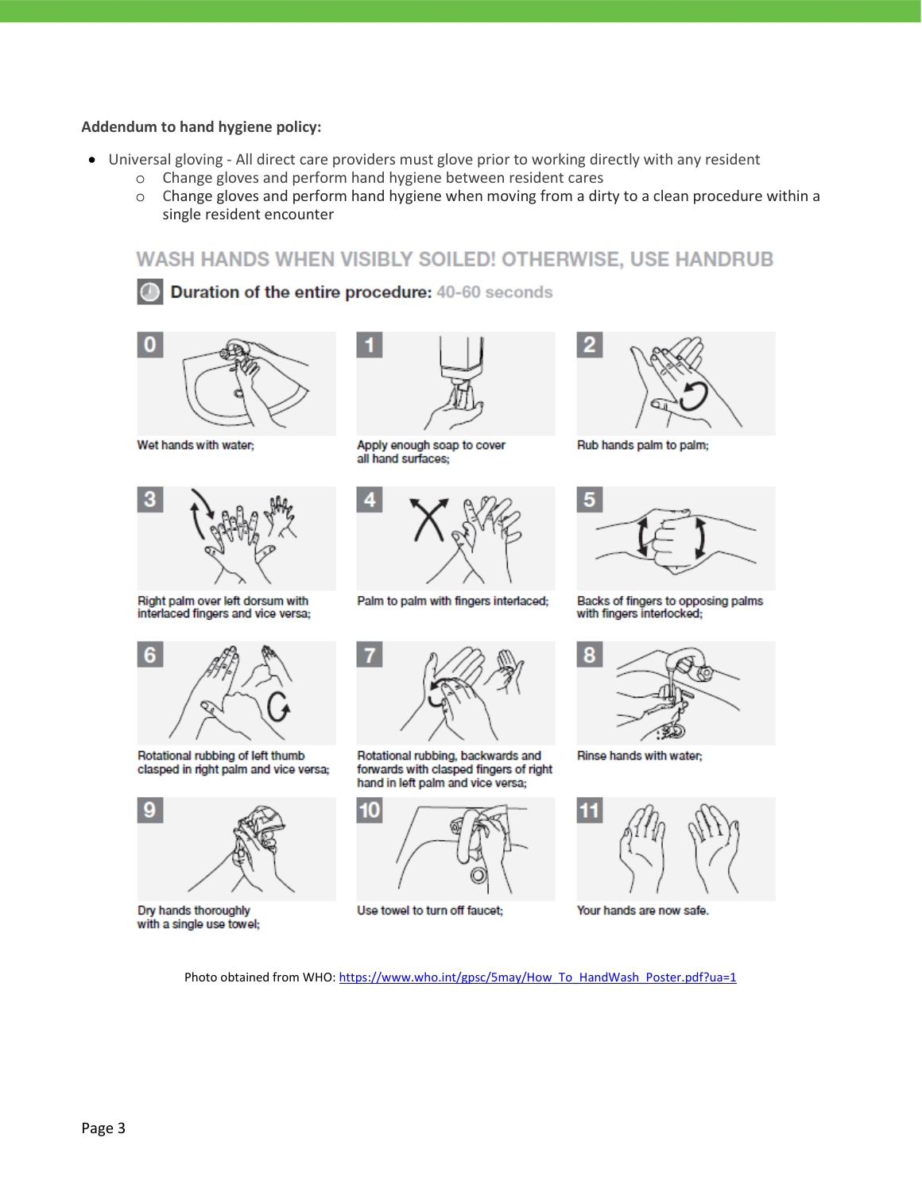**Addendum to hand hygiene policy:**

- Universal gloving - All direct care providers must glove prior to working directly with any resident
  - Change gloves and perform hand hygiene between resident cares
  - Change gloves and perform hand hygiene when moving from a dirty to a clean procedure within a single resident encounter

WASH HANDS WHEN VISIBLY SOILED! OTHERWISE, USE HANDRUB

**Duration of the entire procedure:** 40-60 seconds

0 Wet hands with water;

1 Apply enough soap to cover all hand surfaces;

2 Rub hands palm to palm;

3 Right palm over left dorsum with interlaced fingers and vice versa;

4 Palm to palm with fingers interlaced;

5 Backs of fingers to opposing palms with fingers interlocked;

6 Rotational rubbing of left thumb clasped in right palm and vice versa;

7 Rotational rubbing, backwards and forwards with clasped fingers of right hand in left palm and vice versa;

8 Rinse hands with water;

9 Dry hands thoroughly with a single use towel;

10 Use towel to turn off faucet;

11 Your hands are now safe.

Photo obtained from WHO: https://www.who.int/gpsc/5may/How_To_HandWash_Poster.pdf?ua=1